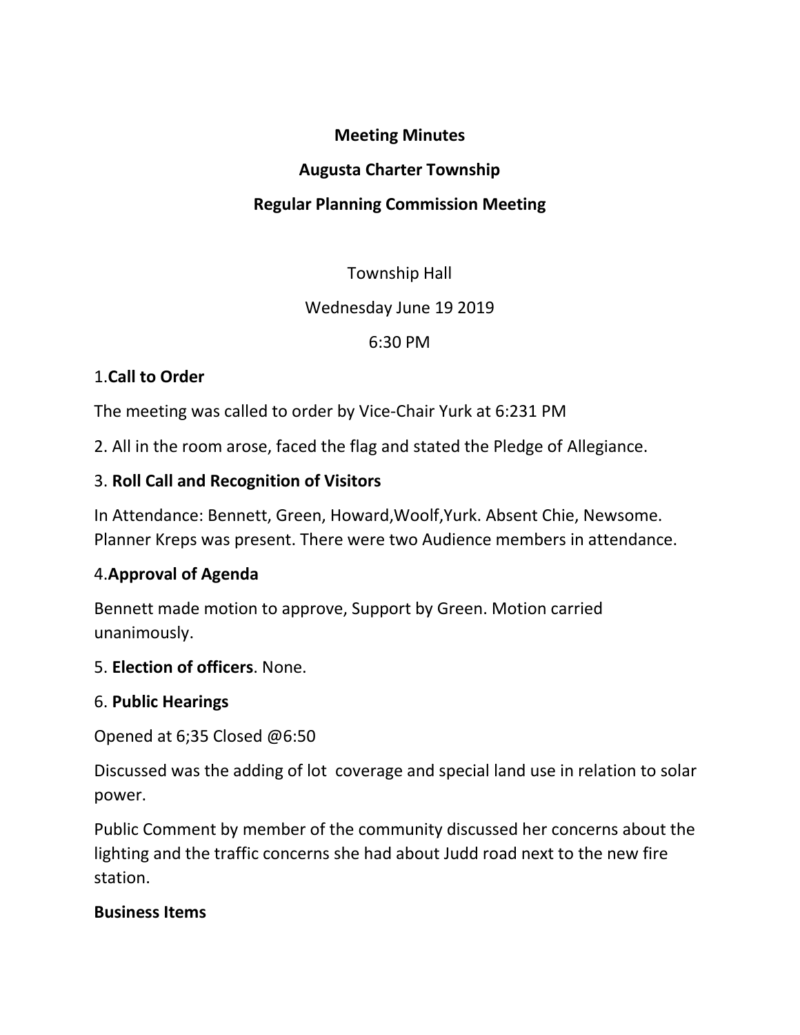**Meeting Minutes**

**Augusta Charter Township**

**Regular Planning Commission Meeting**

Township Hall

Wednesday June 19 2019

6:30 PM

1.**Call to Order**

The meeting was called to order by Vice-Chair Yurk at 6:231 PM

2. All in the room arose, faced the flag and stated the Pledge of Allegiance.

3. **Roll Call and Recognition of Visitors**

In Attendance: Bennett, Green, Howard,Woolf,Yurk. Absent Chie, Newsome. Planner Kreps was present. There were two Audience members in attendance.

4.**Approval of Agenda**

Bennett made motion to approve, Support by Green. Motion carried unanimously.

5. **Election of officers**. None.

6. **Public Hearings**

Opened at 6;35 Closed @6:50

Discussed was the adding of lot coverage and special land use in relation to solar power.

Public Comment by member of the community discussed her concerns about the lighting and the traffic concerns she had about Judd road next to the new fire station.

**Business Items**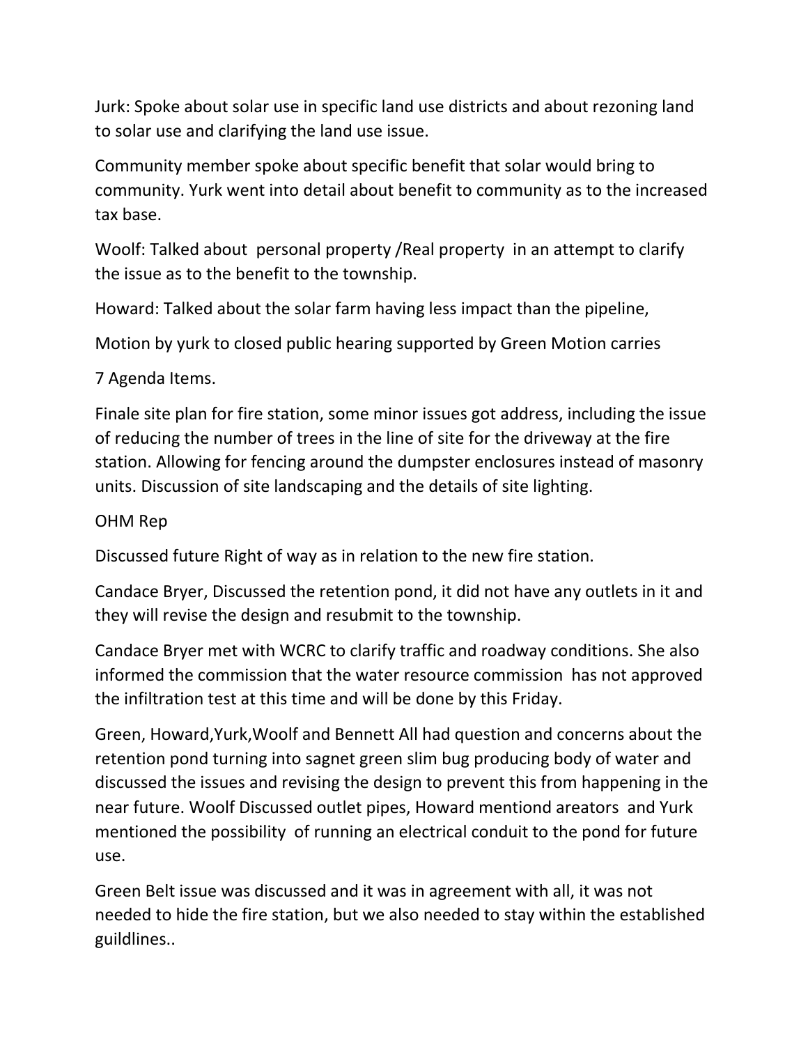Jurk: Spoke about solar use in specific land use districts and about rezoning land to solar use and clarifying the land use issue.

Community member spoke about specific benefit that solar would bring to community. Yurk went into detail about benefit to community as to the increased tax base.

Woolf: Talked about personal property /Real property in an attempt to clarify the issue as to the benefit to the township.

Howard: Talked about the solar farm having less impact than the pipeline,

Motion by yurk to closed public hearing supported by Green Motion carries

7 Agenda Items.

Finale site plan for fire station, some minor issues got address, including the issue of reducing the number of trees in the line of site for the driveway at the fire station. Allowing for fencing around the dumpster enclosures instead of masonry units. Discussion of site landscaping and the details of site lighting.

OHM Rep

Discussed future Right of way as in relation to the new fire station.

Candace Bryer, Discussed the retention pond, it did not have any outlets in it and they will revise the design and resubmit to the township.

Candace Bryer met with WCRC to clarify traffic and roadway conditions. She also informed the commission that the water resource commission has not approved the infiltration test at this time and will be done by this Friday.

Green, Howard,Yurk,Woolf and Bennett All had question and concerns about the retention pond turning into sagnet green slim bug producing body of water and discussed the issues and revising the design to prevent this from happening in the near future. Woolf Discussed outlet pipes, Howard mentiond areators and Yurk mentioned the possibility of running an electrical conduit to the pond for future use.

Green Belt issue was discussed and it was in agreement with all, it was not needed to hide the fire station, but we also needed to stay within the established guildlines..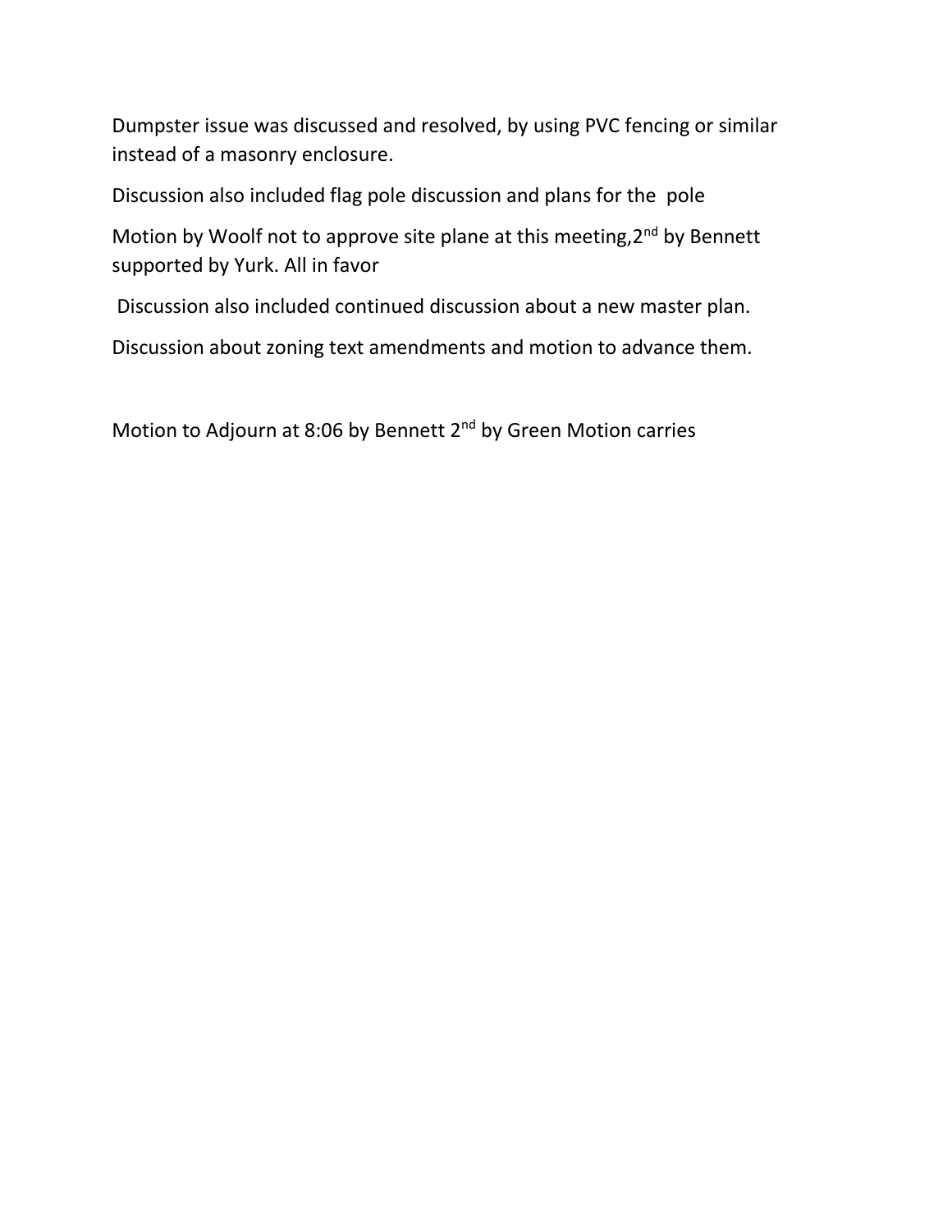Dumpster issue was discussed and resolved, by using PVC fencing or similar instead of a masonry enclosure.

Discussion also included flag pole discussion and plans for the pole

Motion by Woolf not to approve site plane at this meeting,2nd by Bennett supported by Yurk. All in favor

Discussion also included continued discussion about a new master plan.

Discussion about zoning text amendments and motion to advance them.

Motion to Adjourn at 8:06 by Bennett 2nd by Green Motion carries